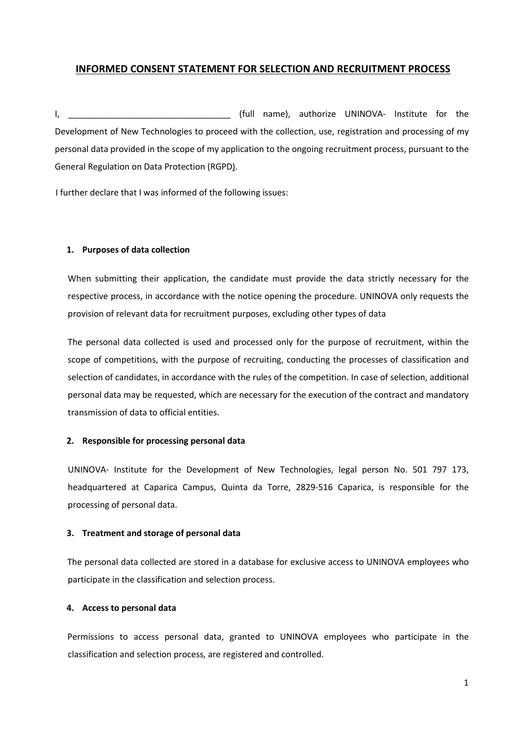# INFORMED CONSENT STATEMENT FOR SELECTION AND RECRUITMENT PROCESS

I, __________________________________ (full name), authorize UNINOVA- Institute for the Development of New Technologies to proceed with the collection, use, registration and processing of my personal data provided in the scope of my application to the ongoing recruitment process, pursuant to the General Regulation on Data Protection (RGPD).

I further declare that I was informed of the following issues:

**1. Purposes of data collection**

When submitting their application, the candidate must provide the data strictly necessary for the respective process, in accordance with the notice opening the procedure. UNINOVA only requests the provision of relevant data for recruitment purposes, excluding other types of data

The personal data collected is used and processed only for the purpose of recruitment, within the scope of competitions, with the purpose of recruiting, conducting the processes of classification and selection of candidates, in accordance with the rules of the competition. In case of selection, additional personal data may be requested, which are necessary for the execution of the contract and mandatory transmission of data to official entities.

**2. Responsible for processing personal data**

UNINOVA- Institute for the Development of New Technologies, legal person No. 501 797 173, headquartered at Caparica Campus, Quinta da Torre, 2829-516 Caparica, is responsible for the processing of personal data.

**3. Treatment and storage of personal data**

The personal data collected are stored in a database for exclusive access to UNINOVA employees who participate in the classification and selection process.

**4. Access to personal data**

Permissions to access personal data, granted to UNINOVA employees who participate in the classification and selection process, are registered and controlled.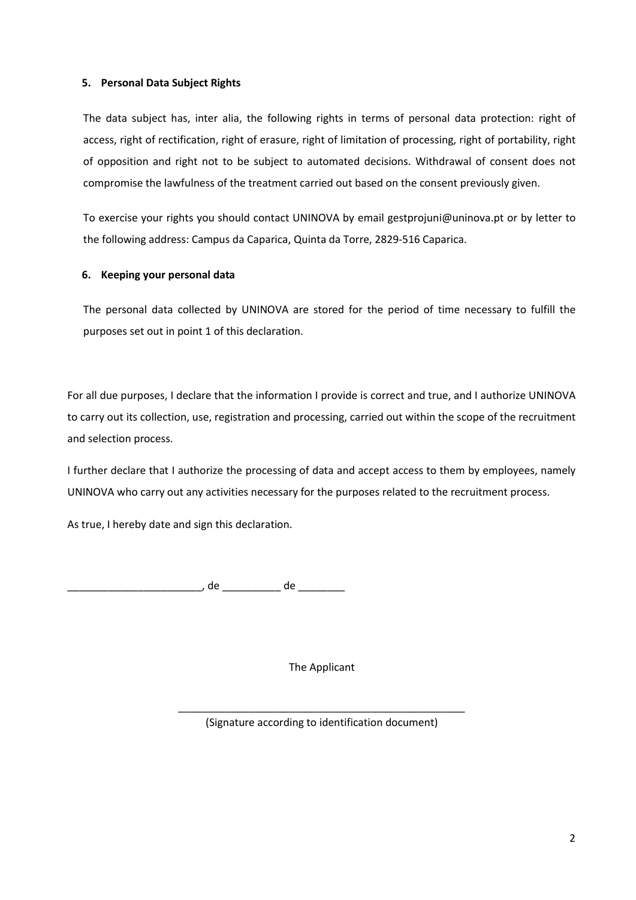## 5. Personal Data Subject Rights

The data subject has, inter alia, the following rights in terms of personal data protection: right of access, right of rectification, right of erasure, right of limitation of processing, right of portability, right of opposition and right not to be subject to automated decisions. Withdrawal of consent does not compromise the lawfulness of the treatment carried out based on the consent previously given.

To exercise your rights you should contact UNINOVA by email gestprojuni@uninova.pt or by letter to the following address: Campus da Caparica, Quinta da Torre, 2829-516 Caparica.

## 6. Keeping your personal data

The personal data collected by UNINOVA are stored for the period of time necessary to fulfill the purposes set out in point 1 of this declaration.

For all due purposes, I declare that the information I provide is correct and true, and I authorize UNINOVA to carry out its collection, use, registration and processing, carried out within the scope of the recruitment and selection process.

I further declare that I authorize the processing of data and accept access to them by employees, namely UNINOVA who carry out any activities necessary for the purposes related to the recruitment process.

As true, I hereby date and sign this declaration.

_______________________, de __________ de ________

The Applicant

___________________________________________________

(Signature according to identification document)